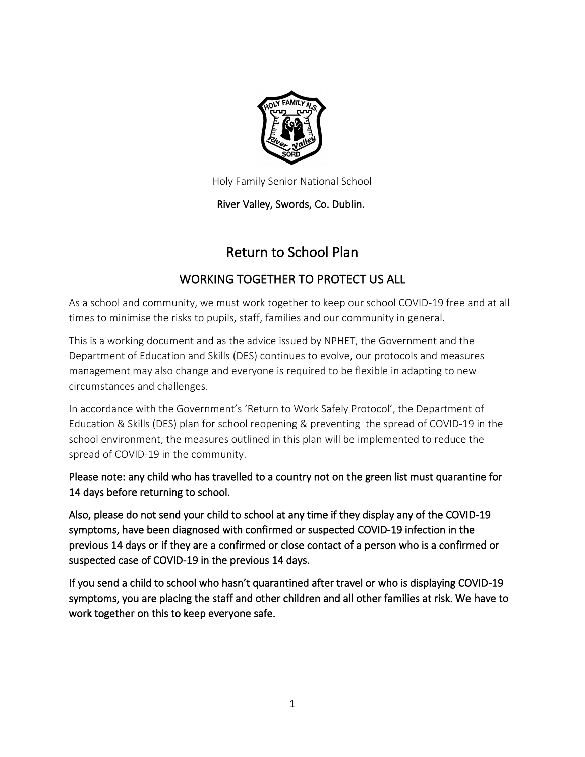Holy Family Senior National School

**River Valley, Swords, Co. Dublin.**

# Return to School Plan

## WORKING TOGETHER TO PROTECT US ALL

As a school and community, we must work together to keep our school COVID-19 free and at all times to minimise the risks to pupils, staff, families and our community in general.

This is a working document and as the advice issued by NPHET, the Government and the Department of Education and Skills (DES) continues to evolve, our protocols and measures management may also change and everyone is required to be flexible in adapting to new circumstances and challenges.

In accordance with the Government's 'Return to Work Safely Protocol', the Department of Education & Skills (DES) plan for school reopening & preventing the spread of COVID-19 in the school environment, the measures outlined in this plan will be implemented to reduce the spread of COVID-19 in the community.

**Please note: any child who has travelled to a country not on the green list must quarantine for 14 days before returning to school.**

**Also, please do not send your child to school at any time if they display any of the COVID-19 symptoms, have been diagnosed with confirmed or suspected COVID-19 infection in the previous 14 days or if they are a confirmed or close contact of a person who is a confirmed or suspected case of COVID-19 in the previous 14 days.**

**If you send a child to school who hasn't quarantined after travel or who is displaying COVID-19 symptoms, you are placing the staff and other children and all other families at risk. We have to work together on this to keep everyone safe.**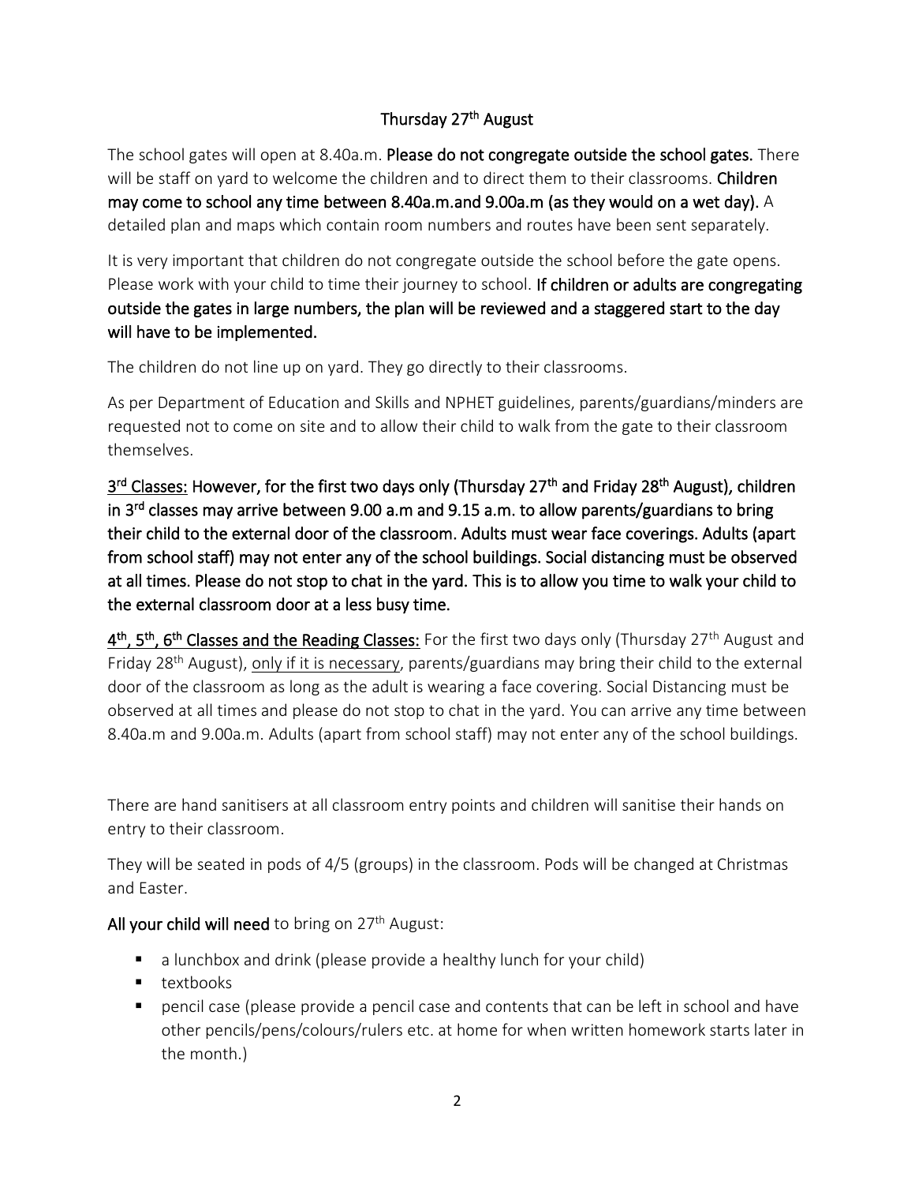## Thursday 27th August

The school gates will open at 8.40a.m. **Please do not congregate outside the school gates.** There will be staff on yard to welcome the children and to direct them to their classrooms. **Children may come to school any time between 8.40a.m.and 9.00a.m (as they would on a wet day).** A detailed plan and maps which contain room numbers and routes have been sent separately.

It is very important that children do not congregate outside the school before the gate opens. Please work with your child to time their journey to school. **If children or adults are congregating outside the gates in large numbers, the plan will be reviewed and a staggered start to the day will have to be implemented.**

The children do not line up on yard. They go directly to their classrooms.

As per Department of Education and Skills and NPHET guidelines, parents/guardians/minders are requested not to come on site and to allow their child to walk from the gate to their classroom themselves.

**3rd Classes: However, for the first two days only (Thursday 27th and Friday 28th August), children in 3rd classes may arrive between 9.00 a.m and 9.15 a.m. to allow parents/guardians to bring their child to the external door of the classroom. Adults must wear face coverings. Adults (apart from school staff) may not enter any of the school buildings. Social distancing must be observed at all times. Please do not stop to chat in the yard. This is to allow you time to walk your child to the external classroom door at a less busy time.**

**4th, 5th, 6th Classes and the Reading Classes:** For the first two days only (Thursday 27th August and Friday 28th August), only if it is necessary, parents/guardians may bring their child to the external door of the classroom as long as the adult is wearing a face covering. Social Distancing must be observed at all times and please do not stop to chat in the yard. You can arrive any time between 8.40a.m and 9.00a.m. Adults (apart from school staff) may not enter any of the school buildings.

There are hand sanitisers at all classroom entry points and children will sanitise their hands on entry to their classroom.

They will be seated in pods of 4/5 (groups) in the classroom. Pods will be changed at Christmas and Easter.

**All your child will need** to bring on 27th August:

- a lunchbox and drink (please provide a healthy lunch for your child)
- textbooks
- pencil case (please provide a pencil case and contents that can be left in school and have other pencils/pens/colours/rulers etc. at home for when written homework starts later in the month.)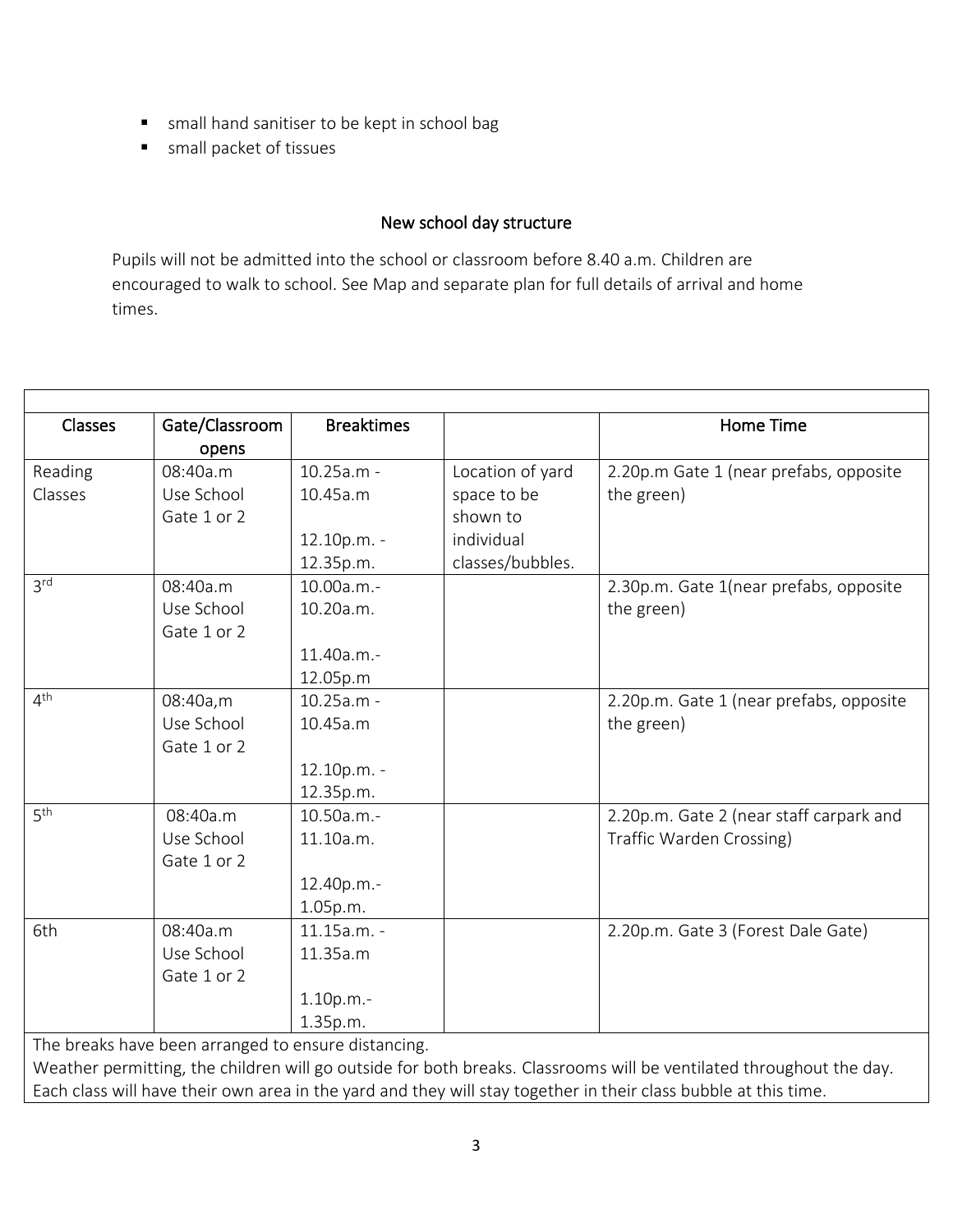- small hand sanitiser to be kept in school bag
- small packet of tissues

## New school day structure

Pupils will not be admitted into the school or classroom before 8.40 a.m. Children are encouraged to walk to school. See Map and separate plan for full details of arrival and home times.

| Classes | Gate/Classroom opens | Breaktimes | | Home Time |
|---|---|---|---|---|
| Reading Classes | 08:40a.m Use School Gate 1 or 2 | 10.25a.m - 10.45a.m<br><br>12.10p.m. - 12.35p.m. | Location of yard space to be shown to individual classes/bubbles. | 2.20p.m Gate 1 (near prefabs, opposite the green) |
| 3rd | 08:40a.m Use School Gate 1 or 2 | 10.00a.m.- 10.20a.m.<br><br>11.40a.m.- 12.05p.m | | 2.30p.m. Gate 1(near prefabs, opposite the green) |
| 4th | 08:40a,m Use School Gate 1 or 2 | 10.25a.m - 10.45a.m<br><br>12.10p.m. - 12.35p.m. | | 2.20p.m. Gate 1 (near prefabs, opposite the green) |
| 5th | 08:40a.m Use School Gate 1 or 2 | 10.50a.m.- 11.10a.m.<br><br>12.40p.m.- 1.05p.m. | | 2.20p.m. Gate 2 (near staff carpark and Traffic Warden Crossing) |
| 6th | 08:40a.m Use School Gate 1 or 2 | 11.15a.m. - 11.35a.m<br><br>1.10p.m.- 1.35p.m. | | 2.20p.m. Gate 3 (Forest Dale Gate) |

The breaks have been arranged to ensure distancing.
Weather permitting, the children will go outside for both breaks. Classrooms will be ventilated throughout the day.
Each class will have their own area in the yard and they will stay together in their class bubble at this time.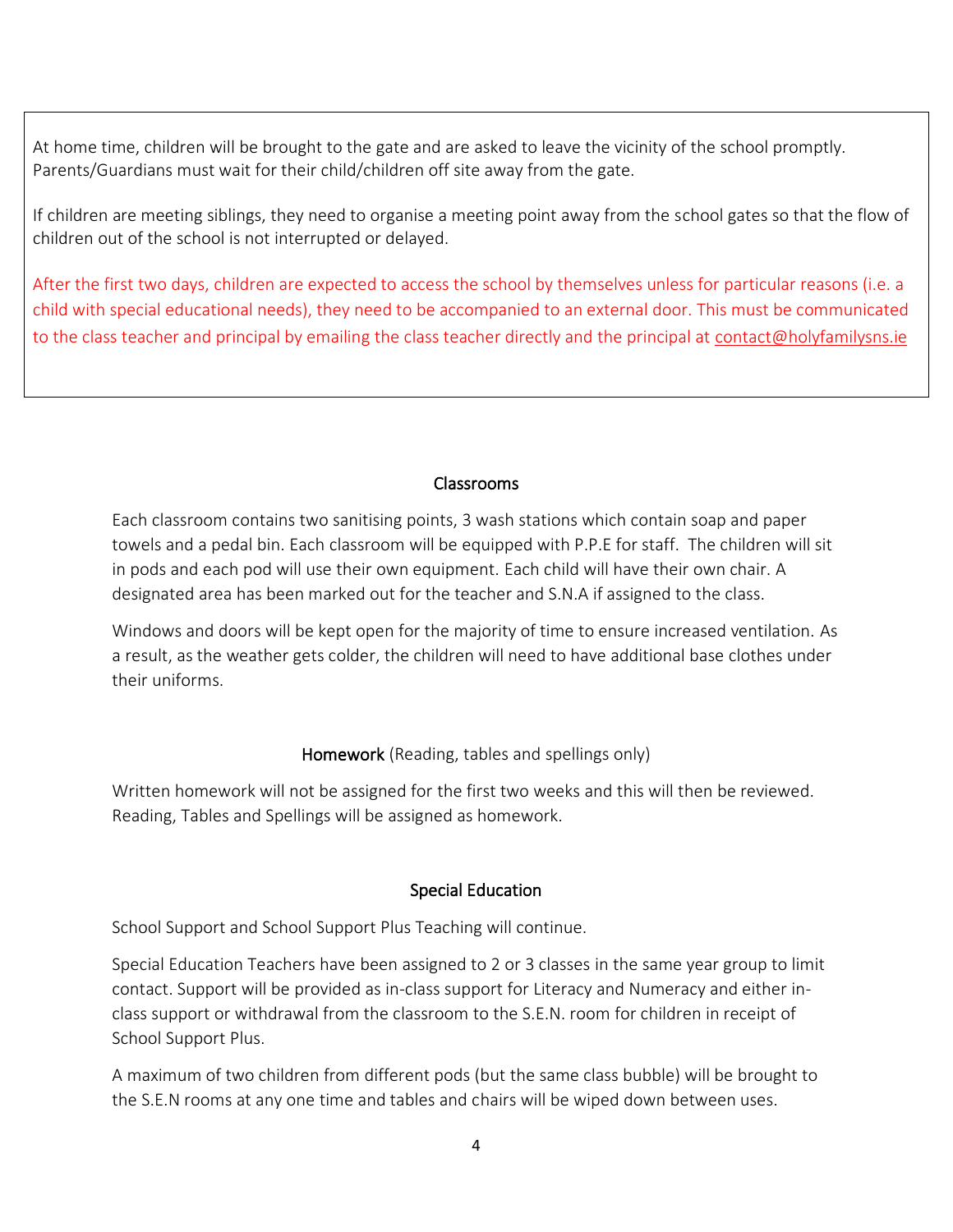At home time, children will be brought to the gate and are asked to leave the vicinity of the school promptly. Parents/Guardians must wait for their child/children off site away from the gate.

If children are meeting siblings, they need to organise a meeting point away from the school gates so that the flow of children out of the school is not interrupted or delayed.

After the first two days, children are expected to access the school by themselves unless for particular reasons (i.e. a child with special educational needs), they need to be accompanied to an external door. This must be communicated to the class teacher and principal by emailing the class teacher directly and the principal at contact@holyfamilysns.ie

## Classrooms

Each classroom contains two sanitising points, 3 wash stations which contain soap and paper towels and a pedal bin. Each classroom will be equipped with P.P.E for staff. The children will sit in pods and each pod will use their own equipment. Each child will have their own chair. A designated area has been marked out for the teacher and S.N.A if assigned to the class.

Windows and doors will be kept open for the majority of time to ensure increased ventilation. As a result, as the weather gets colder, the children will need to have additional base clothes under their uniforms.

## Homework (Reading, tables and spellings only)

Written homework will not be assigned for the first two weeks and this will then be reviewed. Reading, Tables and Spellings will be assigned as homework.

## Special Education

School Support and School Support Plus Teaching will continue.

Special Education Teachers have been assigned to 2 or 3 classes in the same year group to limit contact. Support will be provided as in-class support for Literacy and Numeracy and either in-class support or withdrawal from the classroom to the S.E.N. room for children in receipt of School Support Plus.

A maximum of two children from different pods (but the same class bubble) will be brought to the S.E.N rooms at any one time and tables and chairs will be wiped down between uses.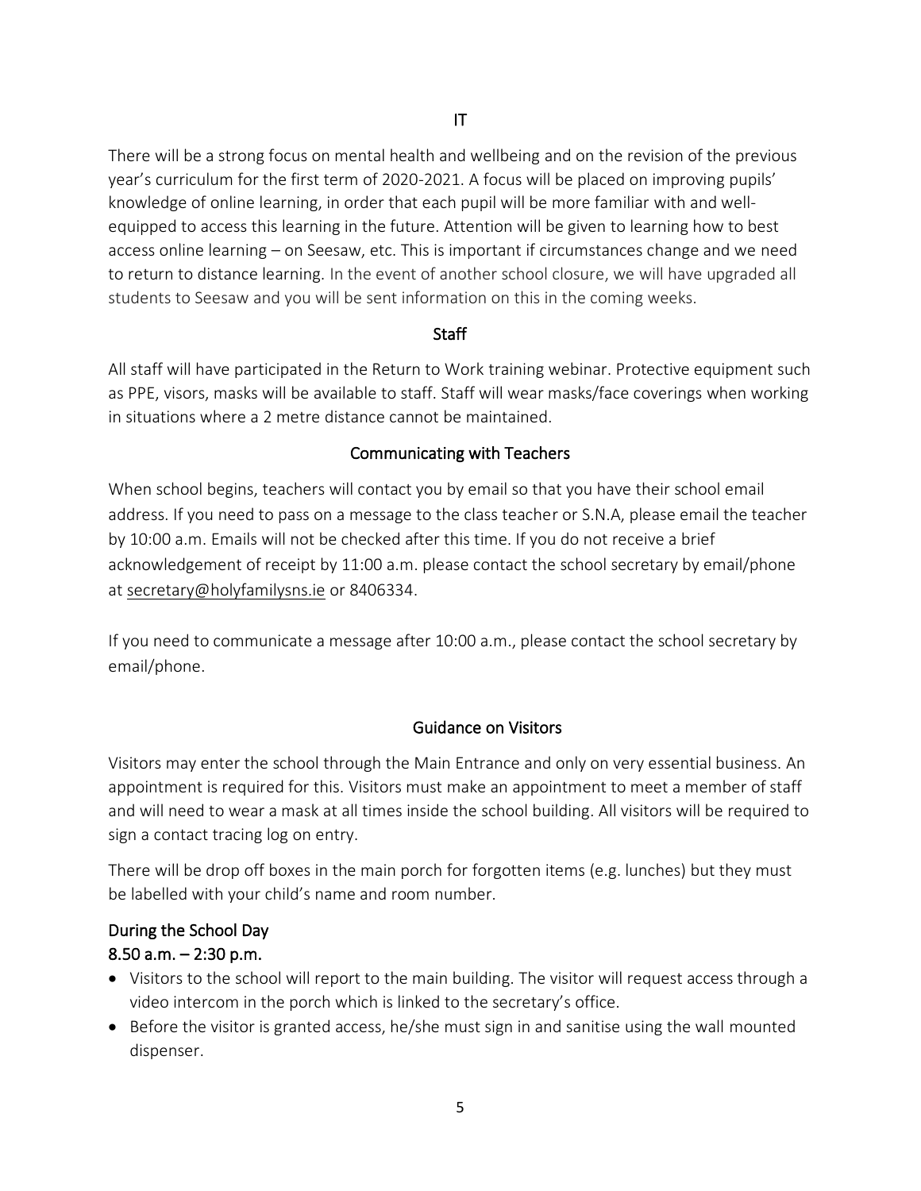## IT

There will be a strong focus on mental health and wellbeing and on the revision of the previous year's curriculum for the first term of 2020-2021. A focus will be placed on improving pupils' knowledge of online learning, in order that each pupil will be more familiar with and well-equipped to access this learning in the future. Attention will be given to learning how to best access online learning – on Seesaw, etc. This is important if circumstances change and we need to return to distance learning. In the event of another school closure, we will have upgraded all students to Seesaw and you will be sent information on this in the coming weeks.

## Staff

All staff will have participated in the Return to Work training webinar. Protective equipment such as PPE, visors, masks will be available to staff. Staff will wear masks/face coverings when working in situations where a 2 metre distance cannot be maintained.

## Communicating with Teachers

When school begins, teachers will contact you by email so that you have their school email address. If you need to pass on a message to the class teacher or S.N.A, please email the teacher by 10:00 a.m. Emails will not be checked after this time. If you do not receive a brief acknowledgement of receipt by 11:00 a.m. please contact the school secretary by email/phone at secretary@holyfamilysns.ie or 8406334.

If you need to communicate a message after 10:00 a.m., please contact the school secretary by email/phone.

## Guidance on Visitors

Visitors may enter the school through the Main Entrance and only on very essential business. An appointment is required for this. Visitors must make an appointment to meet a member of staff and will need to wear a mask at all times inside the school building. All visitors will be required to sign a contact tracing log on entry.

There will be drop off boxes in the main porch for forgotten items (e.g. lunches) but they must be labelled with your child's name and room number.

### During the School Day
### 8.50 a.m. – 2:30 p.m.

- Visitors to the school will report to the main building. The visitor will request access through a video intercom in the porch which is linked to the secretary's office.
- Before the visitor is granted access, he/she must sign in and sanitise using the wall mounted dispenser.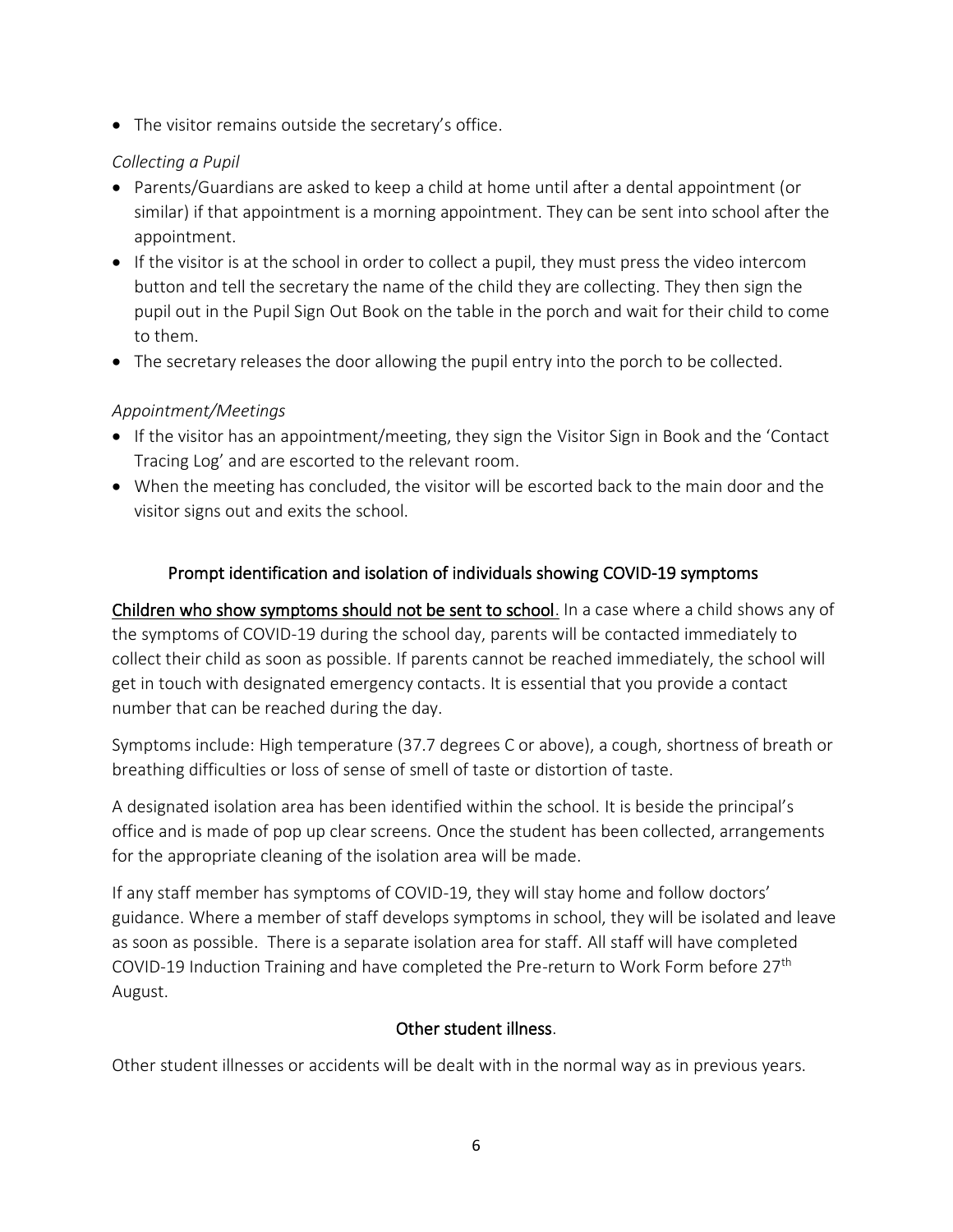- The visitor remains outside the secretary's office.

*Collecting a Pupil*

- Parents/Guardians are asked to keep a child at home until after a dental appointment (or similar) if that appointment is a morning appointment. They can be sent into school after the appointment.
- If the visitor is at the school in order to collect a pupil, they must press the video intercom button and tell the secretary the name of the child they are collecting. They then sign the pupil out in the Pupil Sign Out Book on the table in the porch and wait for their child to come to them.
- The secretary releases the door allowing the pupil entry into the porch to be collected.

*Appointment/Meetings*

- If the visitor has an appointment/meeting, they sign the Visitor Sign in Book and the 'Contact Tracing Log' and are escorted to the relevant room.
- When the meeting has concluded, the visitor will be escorted back to the main door and the visitor signs out and exits the school.

## Prompt identification and isolation of individuals showing COVID-19 symptoms

<u>Children who show symptoms should not be sent to school</u>. In a case where a child shows any of the symptoms of COVID-19 during the school day, parents will be contacted immediately to collect their child as soon as possible. If parents cannot be reached immediately, the school will get in touch with designated emergency contacts. It is essential that you provide a contact number that can be reached during the day.

Symptoms include: High temperature (37.7 degrees C or above), a cough, shortness of breath or breathing difficulties or loss of sense of smell of taste or distortion of taste.

A designated isolation area has been identified within the school. It is beside the principal's office and is made of pop up clear screens. Once the student has been collected, arrangements for the appropriate cleaning of the isolation area will be made.

If any staff member has symptoms of COVID-19, they will stay home and follow doctors' guidance. Where a member of staff develops symptoms in school, they will be isolated and leave as soon as possible. There is a separate isolation area for staff. All staff will have completed COVID-19 Induction Training and have completed the Pre-return to Work Form before 27th August.

## Other student illness.

Other student illnesses or accidents will be dealt with in the normal way as in previous years.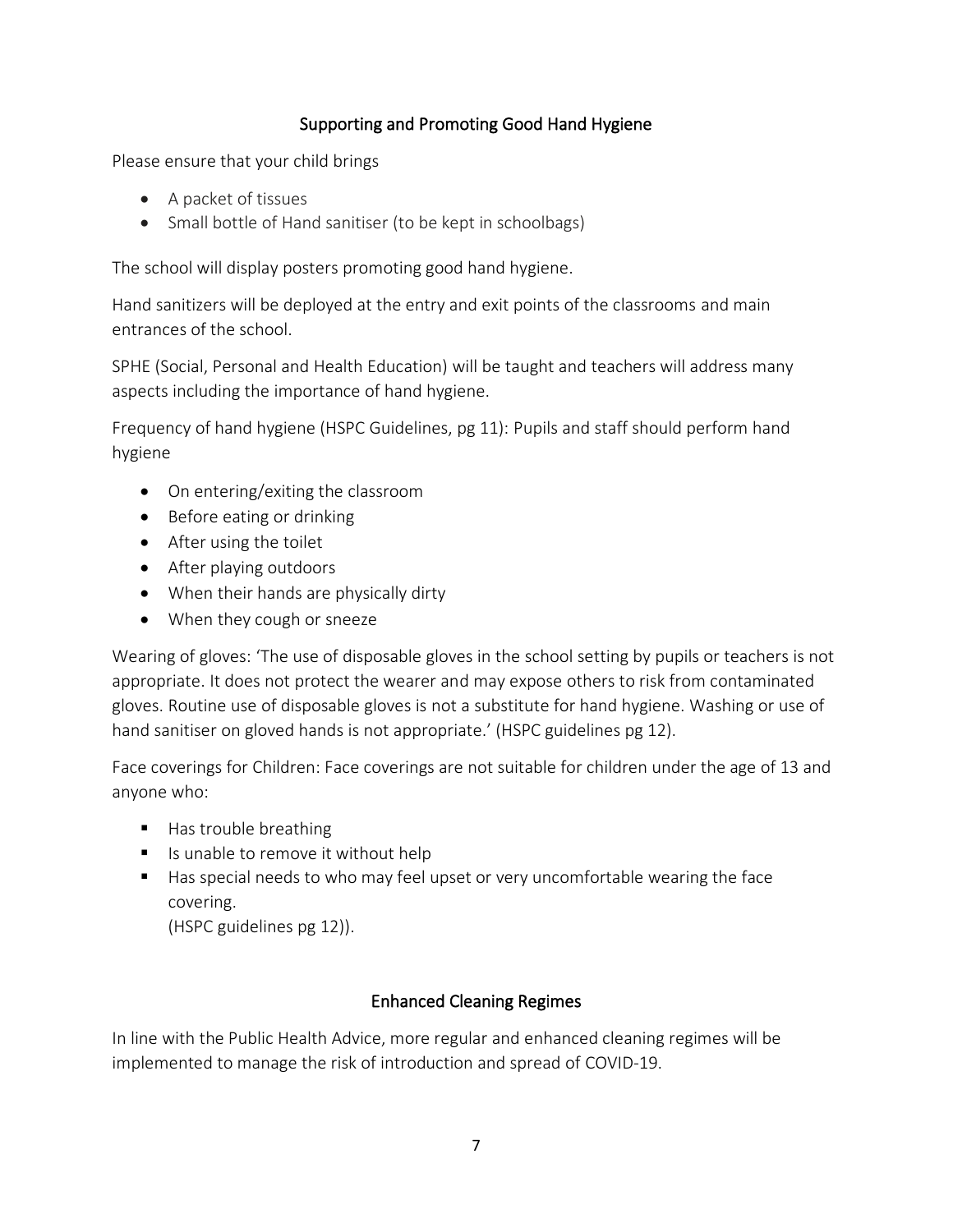## Supporting and Promoting Good Hand Hygiene

Please ensure that your child brings

- A packet of tissues
- Small bottle of Hand sanitiser (to be kept in schoolbags)

The school will display posters promoting good hand hygiene.

Hand sanitizers will be deployed at the entry and exit points of the classrooms and main entrances of the school.

SPHE (Social, Personal and Health Education) will be taught and teachers will address many aspects including the importance of hand hygiene.

Frequency of hand hygiene (HSPC Guidelines, pg 11): Pupils and staff should perform hand hygiene

- On entering/exiting the classroom
- Before eating or drinking
- After using the toilet
- After playing outdoors
- When their hands are physically dirty
- When they cough or sneeze

Wearing of gloves: 'The use of disposable gloves in the school setting by pupils or teachers is not appropriate. It does not protect the wearer and may expose others to risk from contaminated gloves. Routine use of disposable gloves is not a substitute for hand hygiene. Washing or use of hand sanitiser on gloved hands is not appropriate.' (HSPC guidelines pg 12).

Face coverings for Children: Face coverings are not suitable for children under the age of 13 and anyone who:

- Has trouble breathing
- Is unable to remove it without help
- Has special needs to who may feel upset or very uncomfortable wearing the face covering.
  (HSPC guidelines pg 12)).

## Enhanced Cleaning Regimes

In line with the Public Health Advice, more regular and enhanced cleaning regimes will be implemented to manage the risk of introduction and spread of COVID-19.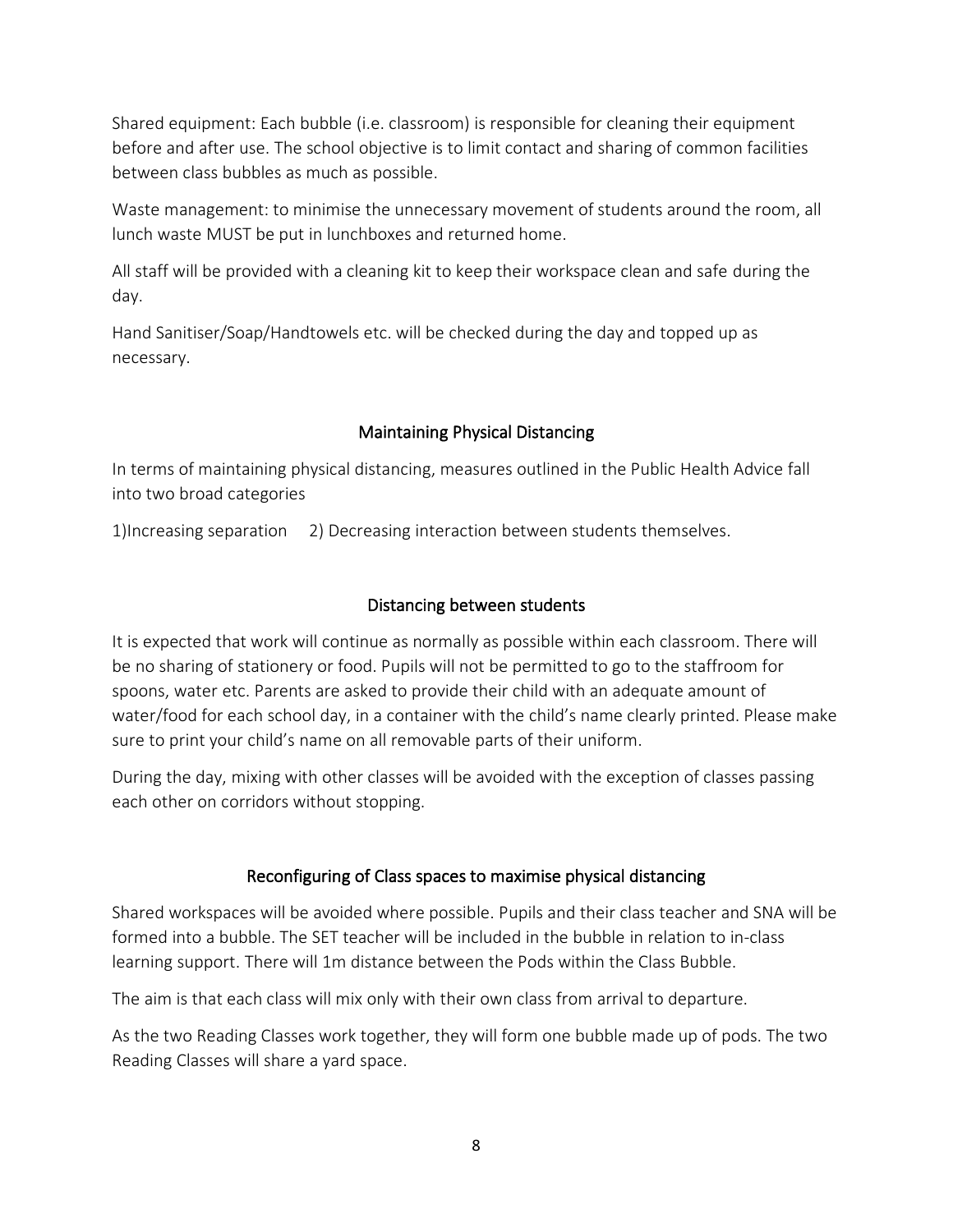Shared equipment: Each bubble (i.e. classroom) is responsible for cleaning their equipment before and after use. The school objective is to limit contact and sharing of common facilities between class bubbles as much as possible.

Waste management: to minimise the unnecessary movement of students around the room, all lunch waste MUST be put in lunchboxes and returned home.

All staff will be provided with a cleaning kit to keep their workspace clean and safe during the day.

Hand Sanitiser/Soap/Handtowels etc. will be checked during the day and topped up as necessary.

## Maintaining Physical Distancing

In terms of maintaining physical distancing, measures outlined in the Public Health Advice fall into two broad categories

1)Increasing separation 2) Decreasing interaction between students themselves.

## Distancing between students

It is expected that work will continue as normally as possible within each classroom. There will be no sharing of stationery or food. Pupils will not be permitted to go to the staffroom for spoons, water etc. Parents are asked to provide their child with an adequate amount of water/food for each school day, in a container with the child's name clearly printed. Please make sure to print your child's name on all removable parts of their uniform.

During the day, mixing with other classes will be avoided with the exception of classes passing each other on corridors without stopping.

## Reconfiguring of Class spaces to maximise physical distancing

Shared workspaces will be avoided where possible. Pupils and their class teacher and SNA will be formed into a bubble. The SET teacher will be included in the bubble in relation to in-class learning support. There will 1m distance between the Pods within the Class Bubble.

The aim is that each class will mix only with their own class from arrival to departure.

As the two Reading Classes work together, they will form one bubble made up of pods. The two Reading Classes will share a yard space.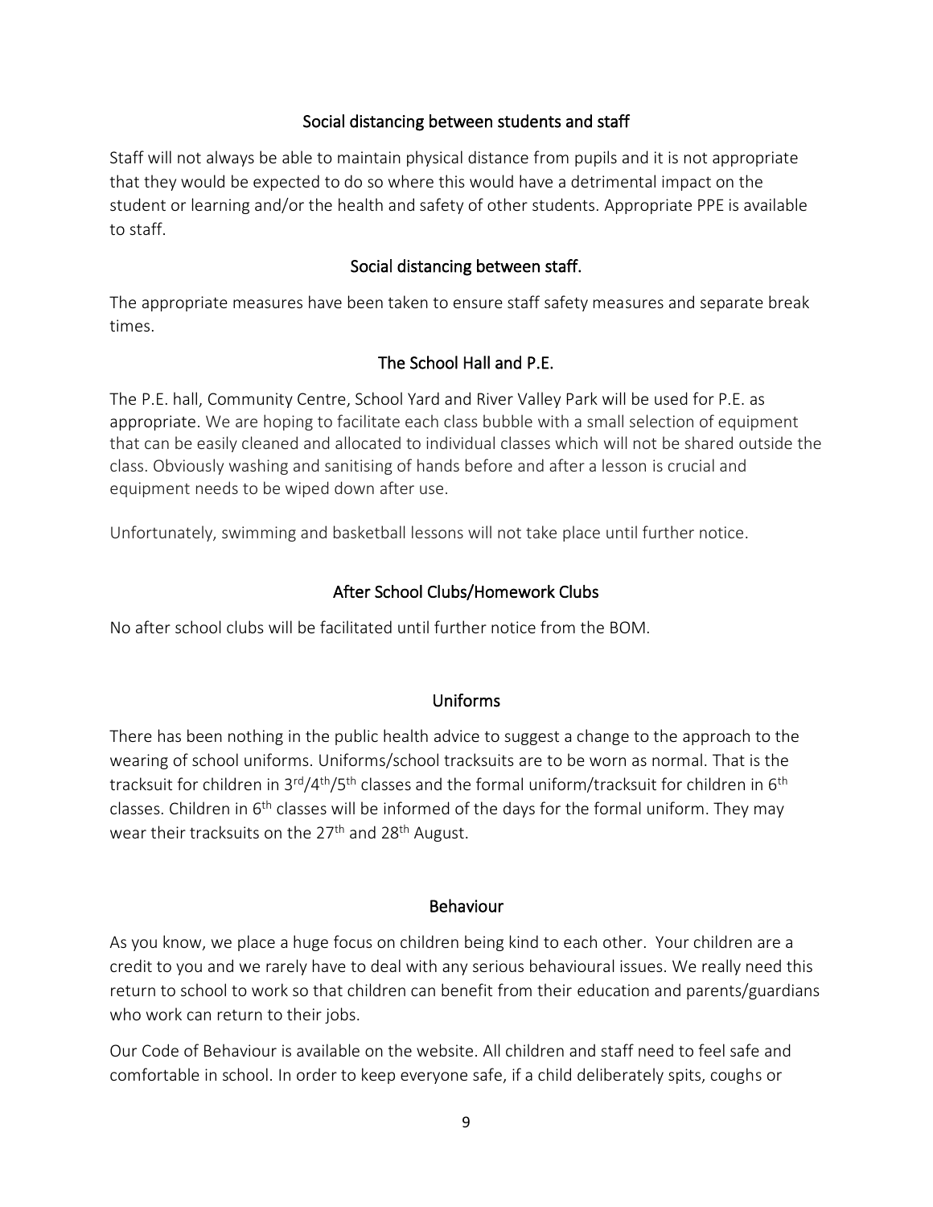## Social distancing between students and staff

Staff will not always be able to maintain physical distance from pupils and it is not appropriate that they would be expected to do so where this would have a detrimental impact on the student or learning and/or the health and safety of other students. Appropriate PPE is available to staff.

## Social distancing between staff.

The appropriate measures have been taken to ensure staff safety measures and separate break times.

## The School Hall and P.E.

The P.E. hall, Community Centre, School Yard and River Valley Park will be used for P.E. as appropriate. We are hoping to facilitate each class bubble with a small selection of equipment that can be easily cleaned and allocated to individual classes which will not be shared outside the class. Obviously washing and sanitising of hands before and after a lesson is crucial and equipment needs to be wiped down after use.

Unfortunately, swimming and basketball lessons will not take place until further notice.

## After School Clubs/Homework Clubs

No after school clubs will be facilitated until further notice from the BOM.

## Uniforms

There has been nothing in the public health advice to suggest a change to the approach to the wearing of school uniforms. Uniforms/school tracksuits are to be worn as normal. That is the tracksuit for children in 3rd/4th/5th classes and the formal uniform/tracksuit for children in 6th classes. Children in 6th classes will be informed of the days for the formal uniform. They may wear their tracksuits on the 27th and 28th August.

## Behaviour

As you know, we place a huge focus on children being kind to each other. Your children are a credit to you and we rarely have to deal with any serious behavioural issues. We really need this return to school to work so that children can benefit from their education and parents/guardians who work can return to their jobs.

Our Code of Behaviour is available on the website. All children and staff need to feel safe and comfortable in school. In order to keep everyone safe, if a child deliberately spits, coughs or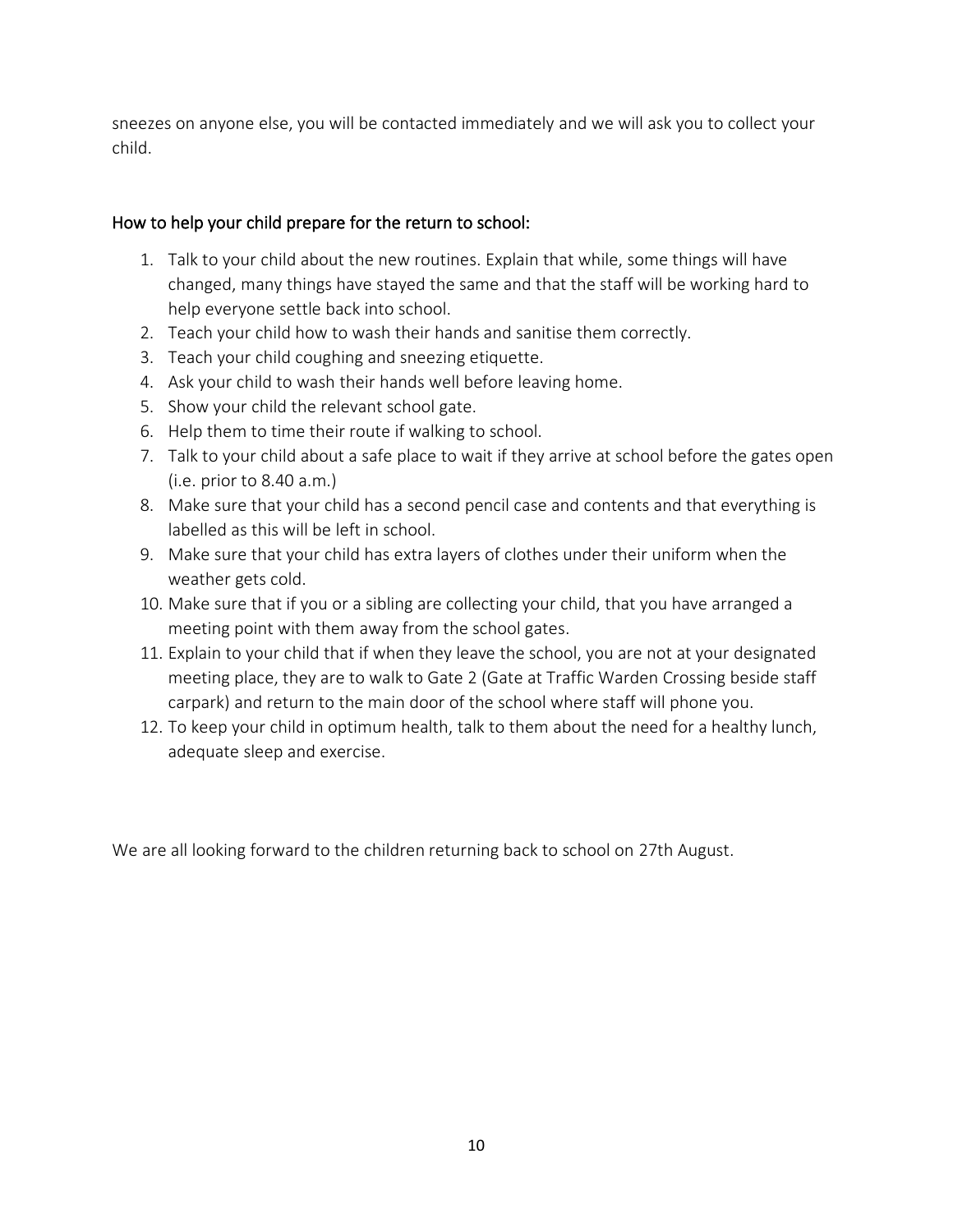sneezes on anyone else, you will be contacted immediately and we will ask you to collect your child.

## How to help your child prepare for the return to school:

1. Talk to your child about the new routines. Explain that while, some things will have changed, many things have stayed the same and that the staff will be working hard to help everyone settle back into school.
2. Teach your child how to wash their hands and sanitise them correctly.
3. Teach your child coughing and sneezing etiquette.
4. Ask your child to wash their hands well before leaving home.
5. Show your child the relevant school gate.
6. Help them to time their route if walking to school.
7. Talk to your child about a safe place to wait if they arrive at school before the gates open (i.e. prior to 8.40 a.m.)
8. Make sure that your child has a second pencil case and contents and that everything is labelled as this will be left in school.
9. Make sure that your child has extra layers of clothes under their uniform when the weather gets cold.
10. Make sure that if you or a sibling are collecting your child, that you have arranged a meeting point with them away from the school gates.
11. Explain to your child that if when they leave the school, you are not at your designated meeting place, they are to walk to Gate 2 (Gate at Traffic Warden Crossing beside staff carpark) and return to the main door of the school where staff will phone you.
12. To keep your child in optimum health, talk to them about the need for a healthy lunch, adequate sleep and exercise.

We are all looking forward to the children returning back to school on 27th August.